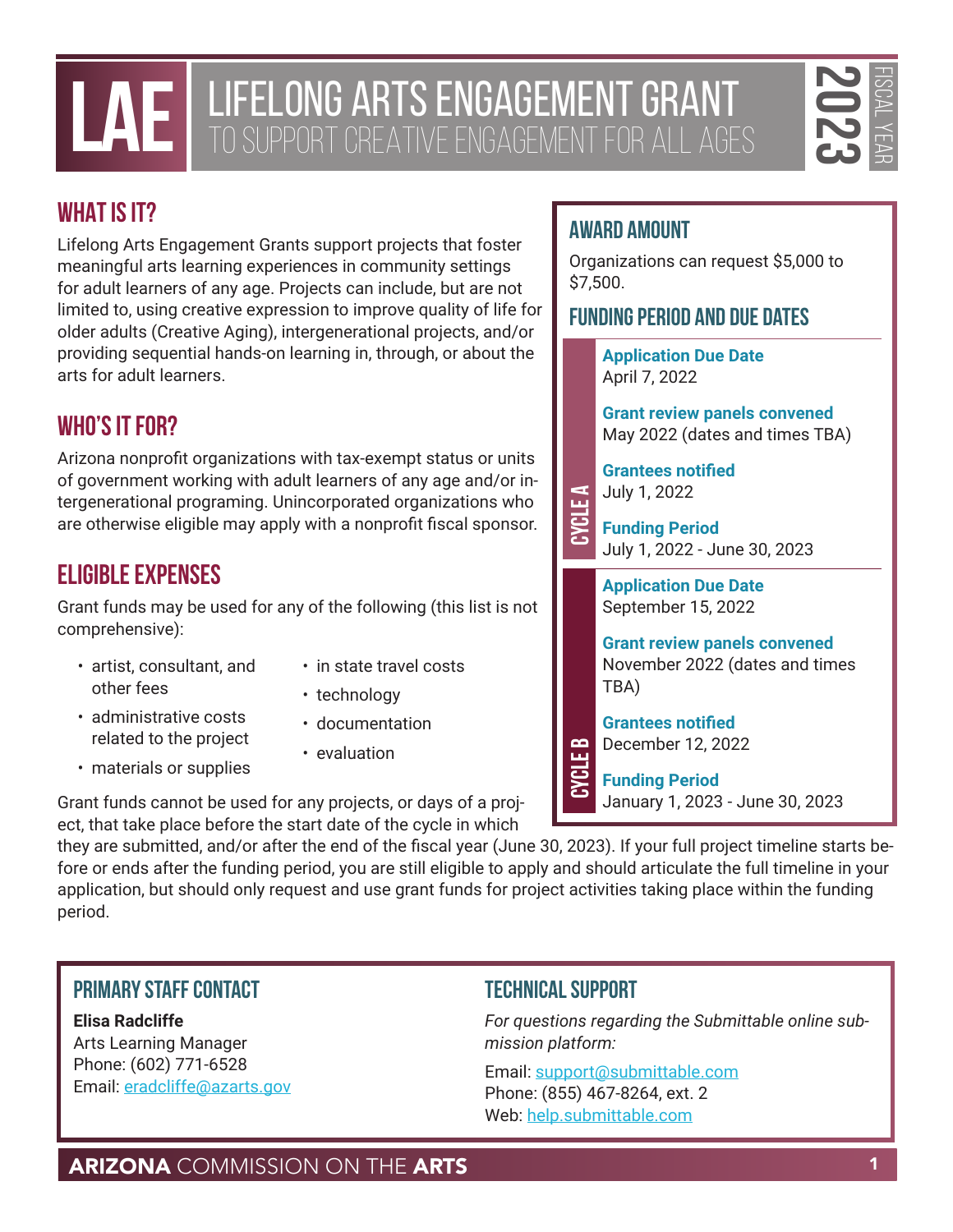# LAE LIFELONG ARTS ENGAGEMENT GRANT

## TO SUPPORT CREATIVE ENGAGEMENT FOR ALL AGES

FISCAL YEAR 2023

## WHAT IS IT?

Lifelong Arts Engagement Grants support projects that foster meaningful arts learning experiences in community settings for adult learners of any age. Projects can include, but are not limited to, using creative expression to improve quality of life for older adults (Creative Aging), intergenerational projects, and/or providing sequential hands-on learning in, through, or about the arts for adult learners.

## WHO'S IT FOR?

Arizona nonprofit organizations with tax-exempt status or units of government working with adult learners of any age and/or intergenerational programing. Unincorporated organizations who are otherwise eligible may apply with a nonprofit fiscal sponsor.

## ELIGIBLE EXPENSES

Grant funds may be used for any of the following (this list is not comprehensive):

- artist, consultant, and other fees
- administrative costs related to the project
- materials or supplies
- in state travel costs
- technology
- documentation
- evaluation

Grant funds cannot be used for any projects, or days of a project, that take place before the start date of the cycle in which they are submitted, and/or after the end of the fiscal year (June 30, 2023). If your full project timeline starts before or ends after the funding period, you are still eligible to apply and should articulate the full timeline in your application, but should only request and use grant funds for project activities taking place within the funding period.

## AWARD AMOUNT

Organizations can request $5,000 to $7,500.

## FUNDING PERIOD AND DUE DATES

### CYCLE A

**Application Due Date**
April 7, 2022

**Grant review panels convened**
May 2022 (dates and times TBA)

**Grantees notified**
July 1, 2022

**Funding Period**
July 1, 2022 - June 30, 2023

### CYCLE B

**Application Due Date**
September 15, 2022

**Grant review panels convened**
November 2022 (dates and times TBA)

**Grantees notified**
December 12, 2022

**Funding Period**
January 1, 2023 - June 30, 2023

## PRIMARY STAFF CONTACT

**Elisa Radcliffe**
Arts Learning Manager
Phone: (602) 771-6528
Email: eradcliffe@azarts.gov

## TECHNICAL SUPPORT

*For questions regarding the Submittable online submission platform:*

Email: support@submittable.com
Phone: (855) 467-8264, ext. 2
Web: help.submittable.com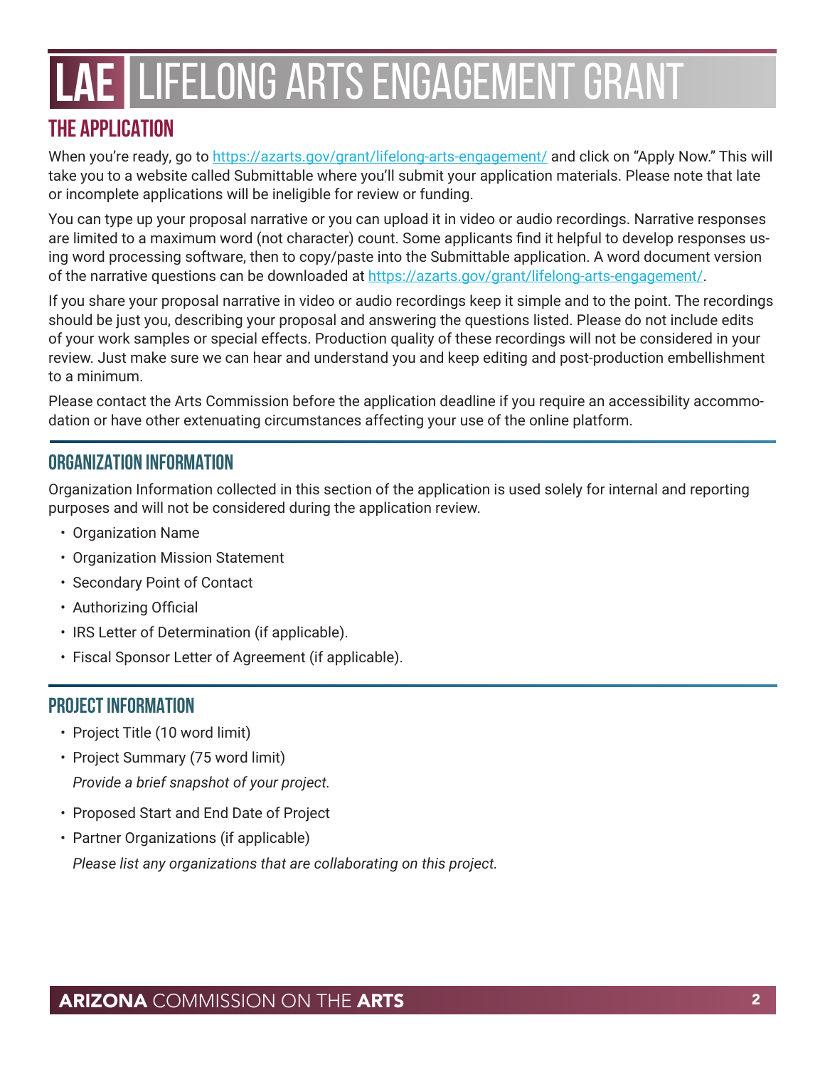# LAE LIFELONG ARTS ENGAGEMENT GRANT

## THE APPLICATION

When you're ready, go to https://azarts.gov/grant/lifelong-arts-engagement/ and click on "Apply Now." This will take you to a website called Submittable where you'll submit your application materials. Please note that late or incomplete applications will be ineligible for review or funding.

You can type up your proposal narrative or you can upload it in video or audio recordings. Narrative responses are limited to a maximum word (not character) count. Some applicants find it helpful to develop responses using word processing software, then to copy/paste into the Submittable application. A word document version of the narrative questions can be downloaded at https://azarts.gov/grant/lifelong-arts-engagement/.

If you share your proposal narrative in video or audio recordings keep it simple and to the point. The recordings should be just you, describing your proposal and answering the questions listed. Please do not include edits of your work samples or special effects. Production quality of these recordings will not be considered in your review. Just make sure we can hear and understand you and keep editing and post-production embellishment to a minimum.

Please contact the Arts Commission before the application deadline if you require an accessibility accommodation or have other extenuating circumstances affecting your use of the online platform.

## ORGANIZATION INFORMATION

Organization Information collected in this section of the application is used solely for internal and reporting purposes and will not be considered during the application review.

- Organization Name
- Organization Mission Statement
- Secondary Point of Contact
- Authorizing Official
- IRS Letter of Determination (if applicable).
- Fiscal Sponsor Letter of Agreement (if applicable).

## PROJECT INFORMATION

- Project Title (10 word limit)
- Project Summary (75 word limit)

  *Provide a brief snapshot of your project.*
- Proposed Start and End Date of Project
- Partner Organizations (if applicable)

  *Please list any organizations that are collaborating on this project.*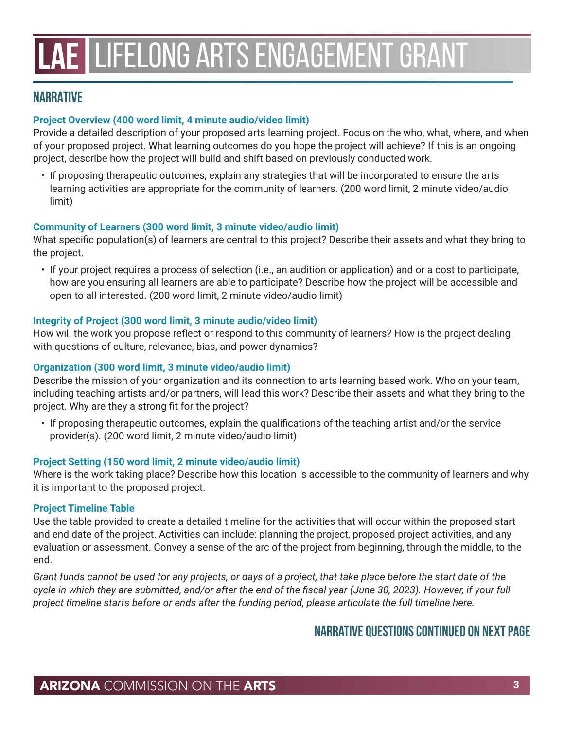# LAE LIFELONG ARTS ENGAGEMENT GRANT

## NARRATIVE

### Project Overview (400 word limit, 4 minute audio/video limit)

Provide a detailed description of your proposed arts learning project. Focus on the who, what, where, and when of your proposed project. What learning outcomes do you hope the project will achieve? If this is an ongoing project, describe how the project will build and shift based on previously conducted work.

- If proposing therapeutic outcomes, explain any strategies that will be incorporated to ensure the arts learning activities are appropriate for the community of learners. (200 word limit, 2 minute video/audio limit)

### Community of Learners (300 word limit, 3 minute video/audio limit)

What specific population(s) of learners are central to this project? Describe their assets and what they bring to the project.

- If your project requires a process of selection (i.e., an audition or application) and or a cost to participate, how are you ensuring all learners are able to participate? Describe how the project will be accessible and open to all interested. (200 word limit, 2 minute video/audio limit)

### Integrity of Project (300 word limit, 3 minute audio/video limit)

How will the work you propose reflect or respond to this community of learners? How is the project dealing with questions of culture, relevance, bias, and power dynamics?

### Organization (300 word limit, 3 minute video/audio limit)

Describe the mission of your organization and its connection to arts learning based work. Who on your team, including teaching artists and/or partners, will lead this work? Describe their assets and what they bring to the project. Why are they a strong fit for the project?

- If proposing therapeutic outcomes, explain the qualifications of the teaching artist and/or the service provider(s). (200 word limit, 2 minute video/audio limit)

### Project Setting (150 word limit, 2 minute video/audio limit)

Where is the work taking place? Describe how this location is accessible to the community of learners and why it is important to the proposed project.

### Project Timeline Table

Use the table provided to create a detailed timeline for the activities that will occur within the proposed start and end date of the project. Activities can include: planning the project, proposed project activities, and any evaluation or assessment. Convey a sense of the arc of the project from beginning, through the middle, to the end.

*Grant funds cannot be used for any projects, or days of a project, that take place before the start date of the cycle in which they are submitted, and/or after the end of the fiscal year (June 30, 2023). However, if your full project timeline starts before or ends after the funding period, please articulate the full timeline here.*

**NARRATIVE QUESTIONS CONTINUED ON NEXT PAGE**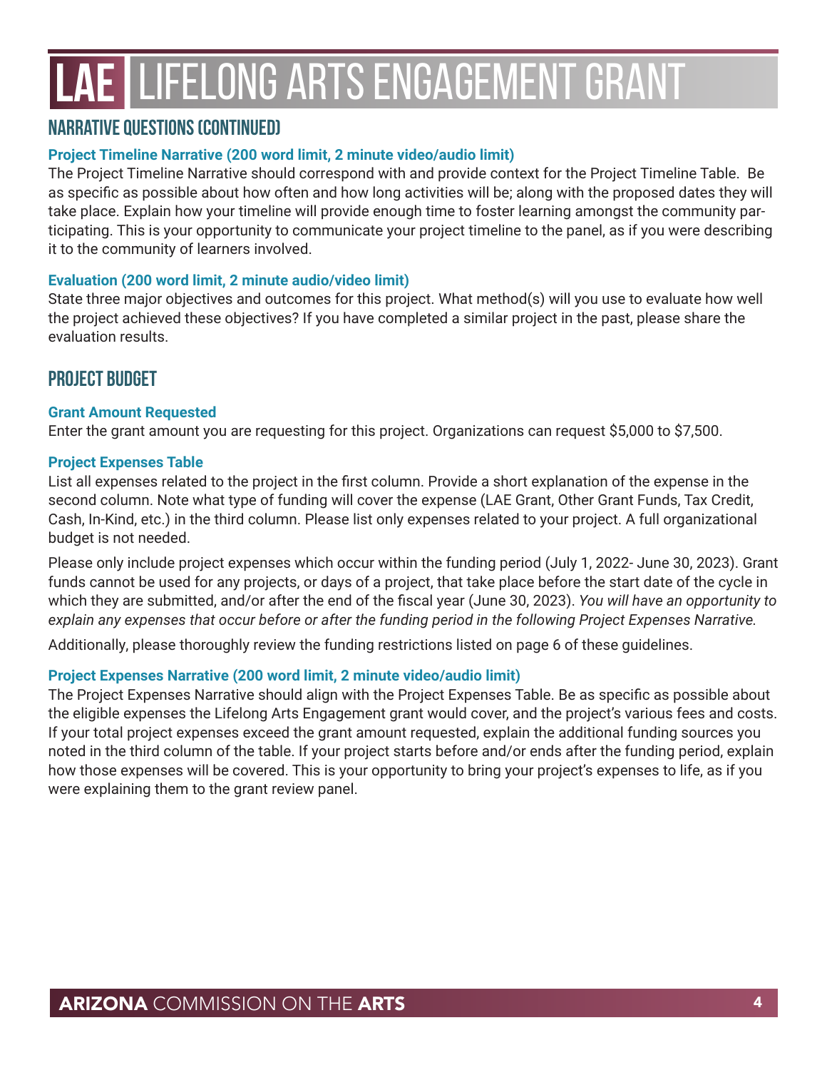# LAE LIFELONG ARTS ENGAGEMENT GRANT

## NARRATIVE QUESTIONS (CONTINUED)

**Project Timeline Narrative (200 word limit, 2 minute video/audio limit)**

The Project Timeline Narrative should correspond with and provide context for the Project Timeline Table. Be as specific as possible about how often and how long activities will be; along with the proposed dates they will take place. Explain how your timeline will provide enough time to foster learning amongst the community participating. This is your opportunity to communicate your project timeline to the panel, as if you were describing it to the community of learners involved.

**Evaluation (200 word limit, 2 minute audio/video limit)**

State three major objectives and outcomes for this project. What method(s) will you use to evaluate how well the project achieved these objectives? If you have completed a similar project in the past, please share the evaluation results.

## PROJECT BUDGET

**Grant Amount Requested**

Enter the grant amount you are requesting for this project. Organizations can request $5,000 to $7,500.

**Project Expenses Table**

List all expenses related to the project in the first column. Provide a short explanation of the expense in the second column. Note what type of funding will cover the expense (LAE Grant, Other Grant Funds, Tax Credit, Cash, In-Kind, etc.) in the third column. Please list only expenses related to your project. A full organizational budget is not needed.

Please only include project expenses which occur within the funding period (July 1, 2022- June 30, 2023). Grant funds cannot be used for any projects, or days of a project, that take place before the start date of the cycle in which they are submitted, and/or after the end of the fiscal year (June 30, 2023). *You will have an opportunity to explain any expenses that occur before or after the funding period in the following Project Expenses Narrative.*

Additionally, please thoroughly review the funding restrictions listed on page 6 of these guidelines.

**Project Expenses Narrative (200 word limit, 2 minute video/audio limit)**

The Project Expenses Narrative should align with the Project Expenses Table. Be as specific as possible about the eligible expenses the Lifelong Arts Engagement grant would cover, and the project's various fees and costs. If your total project expenses exceed the grant amount requested, explain the additional funding sources you noted in the third column of the table. If your project starts before and/or ends after the funding period, explain how those expenses will be covered. This is your opportunity to bring your project's expenses to life, as if you were explaining them to the grant review panel.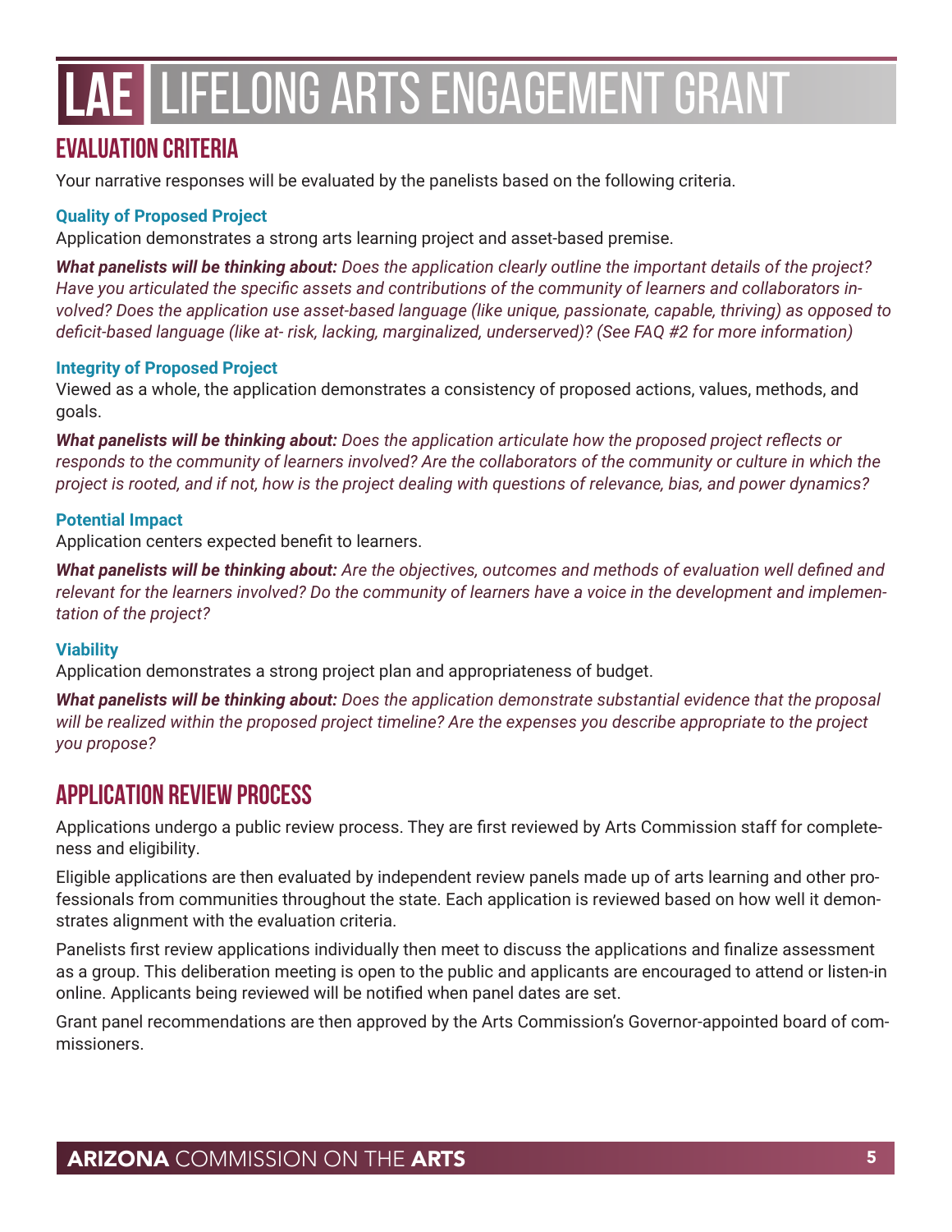## EVALUATION CRITERIA

Your narrative responses will be evaluated by the panelists based on the following criteria.

### Quality of Proposed Project

Application demonstrates a strong arts learning project and asset-based premise.

***What panelists will be thinking about:*** *Does the application clearly outline the important details of the project? Have you articulated the specific assets and contributions of the community of learners and collaborators involved? Does the application use asset-based language (like unique, passionate, capable, thriving) as opposed to deficit-based language (like at- risk, lacking, marginalized, underserved)? (See FAQ #2 for more information)*

### Integrity of Proposed Project

Viewed as a whole, the application demonstrates a consistency of proposed actions, values, methods, and goals.

***What panelists will be thinking about:*** *Does the application articulate how the proposed project reflects or responds to the community of learners involved? Are the collaborators of the community or culture in which the project is rooted, and if not, how is the project dealing with questions of relevance, bias, and power dynamics?*

### Potential Impact

Application centers expected benefit to learners.

***What panelists will be thinking about:*** *Are the objectives, outcomes and methods of evaluation well defined and relevant for the learners involved? Do the community of learners have a voice in the development and implementation of the project?*

### Viability

Application demonstrates a strong project plan and appropriateness of budget.

***What panelists will be thinking about:*** *Does the application demonstrate substantial evidence that the proposal will be realized within the proposed project timeline? Are the expenses you describe appropriate to the project you propose?*

## APPLICATION REVIEW PROCESS

Applications undergo a public review process. They are first reviewed by Arts Commission staff for completeness and eligibility.

Eligible applications are then evaluated by independent review panels made up of arts learning and other professionals from communities throughout the state. Each application is reviewed based on how well it demonstrates alignment with the evaluation criteria.

Panelists first review applications individually then meet to discuss the applications and finalize assessment as a group. This deliberation meeting is open to the public and applicants are encouraged to attend or listen-in online. Applicants being reviewed will be notified when panel dates are set.

Grant panel recommendations are then approved by the Arts Commission's Governor-appointed board of commissioners.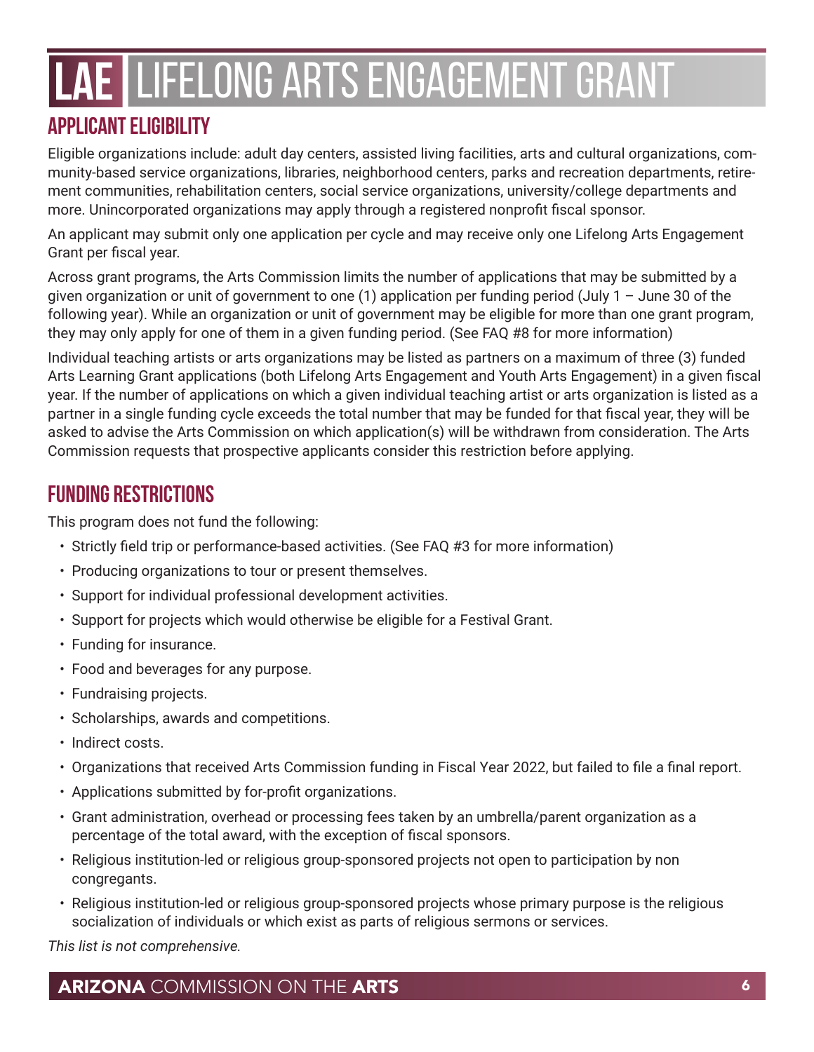# LAE LIFELONG ARTS ENGAGEMENT GRANT

## APPLICANT ELIGIBILITY

Eligible organizations include: adult day centers, assisted living facilities, arts and cultural organizations, community-based service organizations, libraries, neighborhood centers, parks and recreation departments, retirement communities, rehabilitation centers, social service organizations, university/college departments and more. Unincorporated organizations may apply through a registered nonprofit fiscal sponsor.

An applicant may submit only one application per cycle and may receive only one Lifelong Arts Engagement Grant per fiscal year.

Across grant programs, the Arts Commission limits the number of applications that may be submitted by a given organization or unit of government to one (1) application per funding period (July 1 – June 30 of the following year). While an organization or unit of government may be eligible for more than one grant program, they may only apply for one of them in a given funding period. (See FAQ #8 for more information)

Individual teaching artists or arts organizations may be listed as partners on a maximum of three (3) funded Arts Learning Grant applications (both Lifelong Arts Engagement and Youth Arts Engagement) in a given fiscal year. If the number of applications on which a given individual teaching artist or arts organization is listed as a partner in a single funding cycle exceeds the total number that may be funded for that fiscal year, they will be asked to advise the Arts Commission on which application(s) will be withdrawn from consideration. The Arts Commission requests that prospective applicants consider this restriction before applying.

## FUNDING RESTRICTIONS

This program does not fund the following:

- Strictly field trip or performance-based activities. (See FAQ #3 for more information)
- Producing organizations to tour or present themselves.
- Support for individual professional development activities.
- Support for projects which would otherwise be eligible for a Festival Grant.
- Funding for insurance.
- Food and beverages for any purpose.
- Fundraising projects.
- Scholarships, awards and competitions.
- Indirect costs.
- Organizations that received Arts Commission funding in Fiscal Year 2022, but failed to file a final report.
- Applications submitted by for-profit organizations.
- Grant administration, overhead or processing fees taken by an umbrella/parent organization as a percentage of the total award, with the exception of fiscal sponsors.
- Religious institution-led or religious group-sponsored projects not open to participation by non congregants.
- Religious institution-led or religious group-sponsored projects whose primary purpose is the religious socialization of individuals or which exist as parts of religious sermons or services.

*This list is not comprehensive.*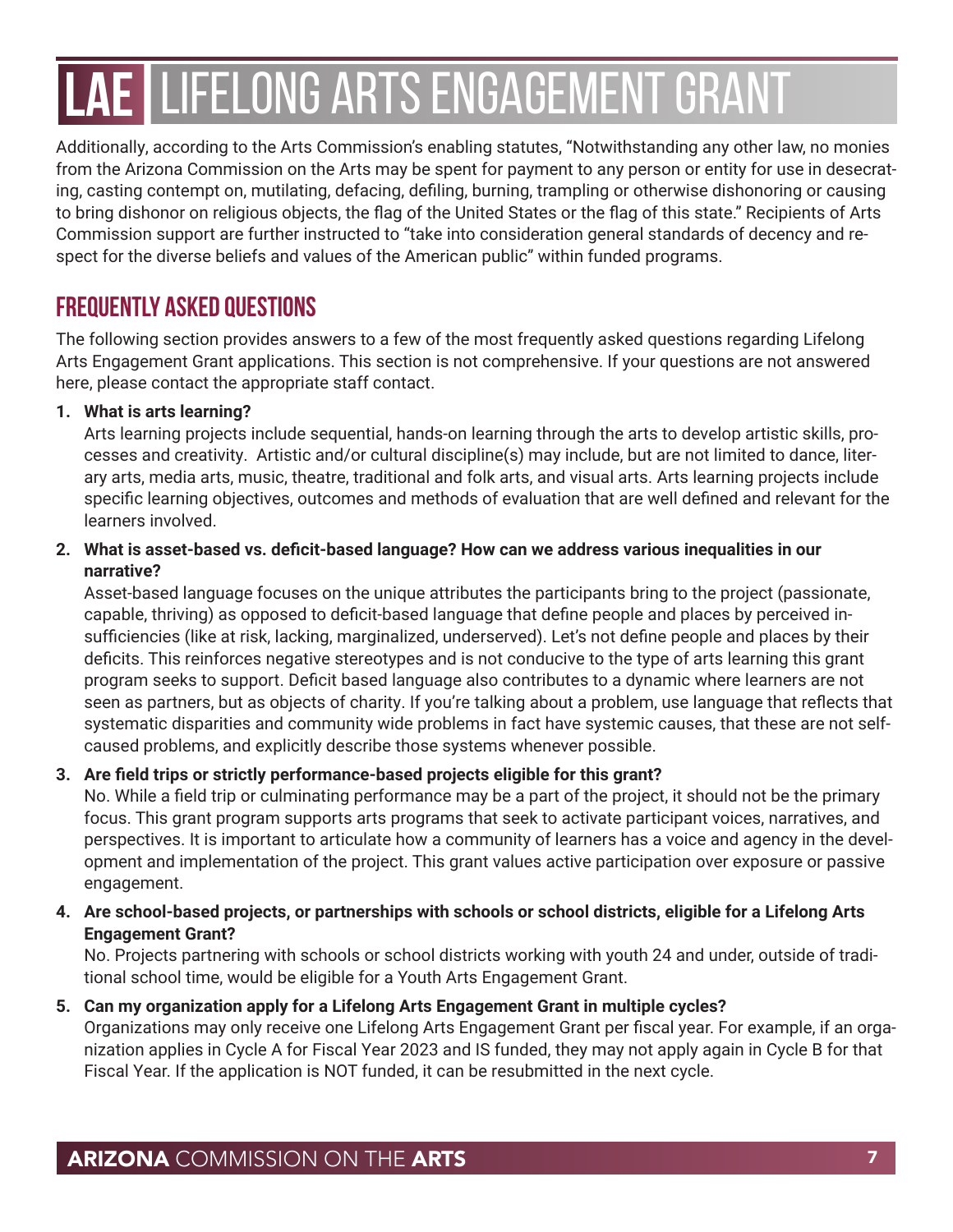# LAE LIFELONG ARTS ENGAGEMENT GRANT

Additionally, according to the Arts Commission's enabling statutes, "Notwithstanding any other law, no monies from the Arizona Commission on the Arts may be spent for payment to any person or entity for use in desecrating, casting contempt on, mutilating, defacing, defiling, burning, trampling or otherwise dishonoring or causing to bring dishonor on religious objects, the flag of the United States or the flag of this state." Recipients of Arts Commission support are further instructed to "take into consideration general standards of decency and respect for the diverse beliefs and values of the American public" within funded programs.

## FREQUENTLY ASKED QUESTIONS

The following section provides answers to a few of the most frequently asked questions regarding Lifelong Arts Engagement Grant applications. This section is not comprehensive. If your questions are not answered here, please contact the appropriate staff contact.

1. **What is arts learning?**
   Arts learning projects include sequential, hands-on learning through the arts to develop artistic skills, processes and creativity. Artistic and/or cultural discipline(s) may include, but are not limited to dance, literary arts, media arts, music, theatre, traditional and folk arts, and visual arts. Arts learning projects include specific learning objectives, outcomes and methods of evaluation that are well defined and relevant for the learners involved.

2. **What is asset-based vs. deficit-based language? How can we address various inequalities in our narrative?**
   Asset-based language focuses on the unique attributes the participants bring to the project (passionate, capable, thriving) as opposed to deficit-based language that define people and places by perceived insufficiencies (like at risk, lacking, marginalized, underserved). Let's not define people and places by their deficits. This reinforces negative stereotypes and is not conducive to the type of arts learning this grant program seeks to support. Deficit based language also contributes to a dynamic where learners are not seen as partners, but as objects of charity. If you're talking about a problem, use language that reflects that systematic disparities and community wide problems in fact have systemic causes, that these are not self-caused problems, and explicitly describe those systems whenever possible.

3. **Are field trips or strictly performance-based projects eligible for this grant?**
   No. While a field trip or culminating performance may be a part of the project, it should not be the primary focus. This grant program supports arts programs that seek to activate participant voices, narratives, and perspectives. It is important to articulate how a community of learners has a voice and agency in the development and implementation of the project. This grant values active participation over exposure or passive engagement.

4. **Are school-based projects, or partnerships with schools or school districts, eligible for a Lifelong Arts Engagement Grant?**
   No. Projects partnering with schools or school districts working with youth 24 and under, outside of traditional school time, would be eligible for a Youth Arts Engagement Grant.

5. **Can my organization apply for a Lifelong Arts Engagement Grant in multiple cycles?**
   Organizations may only receive one Lifelong Arts Engagement Grant per fiscal year. For example, if an organization applies in Cycle A for Fiscal Year 2023 and IS funded, they may not apply again in Cycle B for that Fiscal Year. If the application is NOT funded, it can be resubmitted in the next cycle.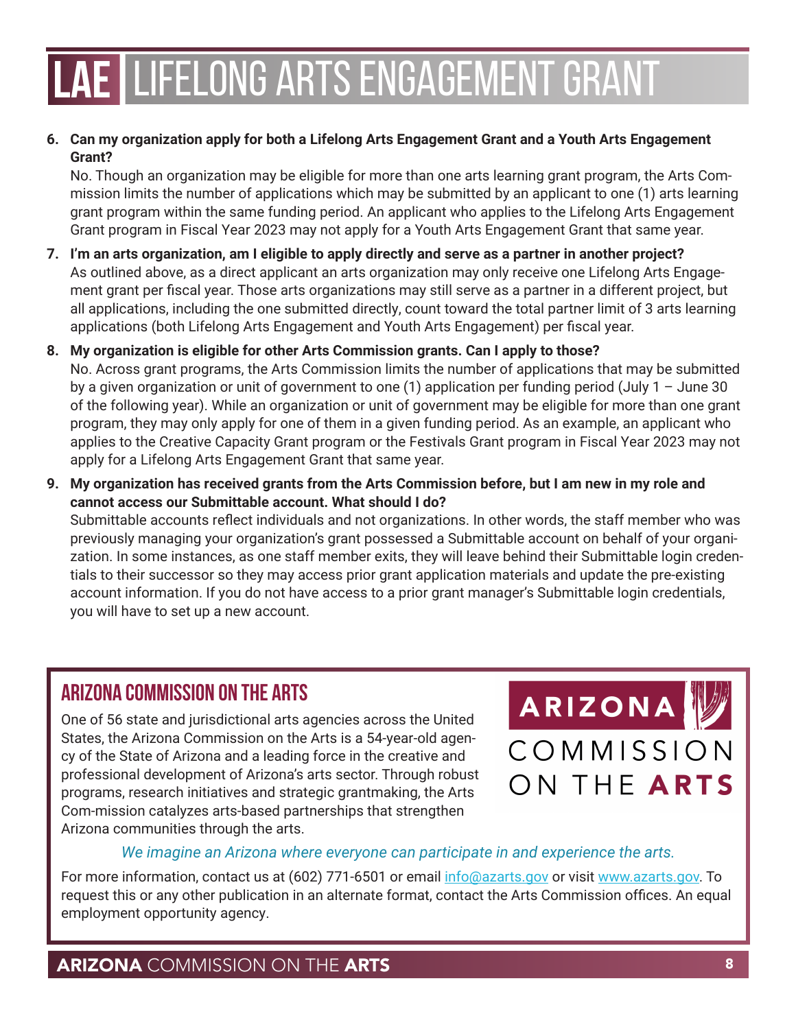6. **Can my organization apply for both a Lifelong Arts Engagement Grant and a Youth Arts Engagement Grant?**
   No. Though an organization may be eligible for more than one arts learning grant program, the Arts Commission limits the number of applications which may be submitted by an applicant to one (1) arts learning grant program within the same funding period. An applicant who applies to the Lifelong Arts Engagement Grant program in Fiscal Year 2023 may not apply for a Youth Arts Engagement Grant that same year.

7. **I'm an arts organization, am I eligible to apply directly and serve as a partner in another project?**
   As outlined above, as a direct applicant an arts organization may only receive one Lifelong Arts Engagement grant per fiscal year. Those arts organizations may still serve as a partner in a different project, but all applications, including the one submitted directly, count toward the total partner limit of 3 arts learning applications (both Lifelong Arts Engagement and Youth Arts Engagement) per fiscal year.

8. **My organization is eligible for other Arts Commission grants. Can I apply to those?**
   No. Across grant programs, the Arts Commission limits the number of applications that may be submitted by a given organization or unit of government to one (1) application per funding period (July 1 – June 30 of the following year). While an organization or unit of government may be eligible for more than one grant program, they may only apply for one of them in a given funding period. As an example, an applicant who applies to the Creative Capacity Grant program or the Festivals Grant program in Fiscal Year 2023 may not apply for a Lifelong Arts Engagement Grant that same year.

9. **My organization has received grants from the Arts Commission before, but I am new in my role and cannot access our Submittable account. What should I do?**
   Submittable accounts reflect individuals and not organizations. In other words, the staff member who was previously managing your organization's grant possessed a Submittable account on behalf of your organization. In some instances, as one staff member exits, they will leave behind their Submittable login credentials to their successor so they may access prior grant application materials and update the pre-existing account information. If you do not have access to a prior grant manager's Submittable login credentials, you will have to set up a new account.

## ARIZONA COMMISSION ON THE ARTS

One of 56 state and jurisdictional arts agencies across the United States, the Arizona Commission on the Arts is a 54-year-old agency of the State of Arizona and a leading force in the creative and professional development of Arizona's arts sector. Through robust programs, research initiatives and strategic grantmaking, the Arts Com-mission catalyzes arts-based partnerships that strengthen Arizona communities through the arts.

ARIZONA COMMISSION ON THE ARTS

*We imagine an Arizona where everyone can participate in and experience the arts.*

For more information, contact us at (602) 771-6501 or email info@azarts.gov or visit www.azarts.gov. To request this or any other publication in an alternate format, contact the Arts Commission offices. An equal employment opportunity agency.